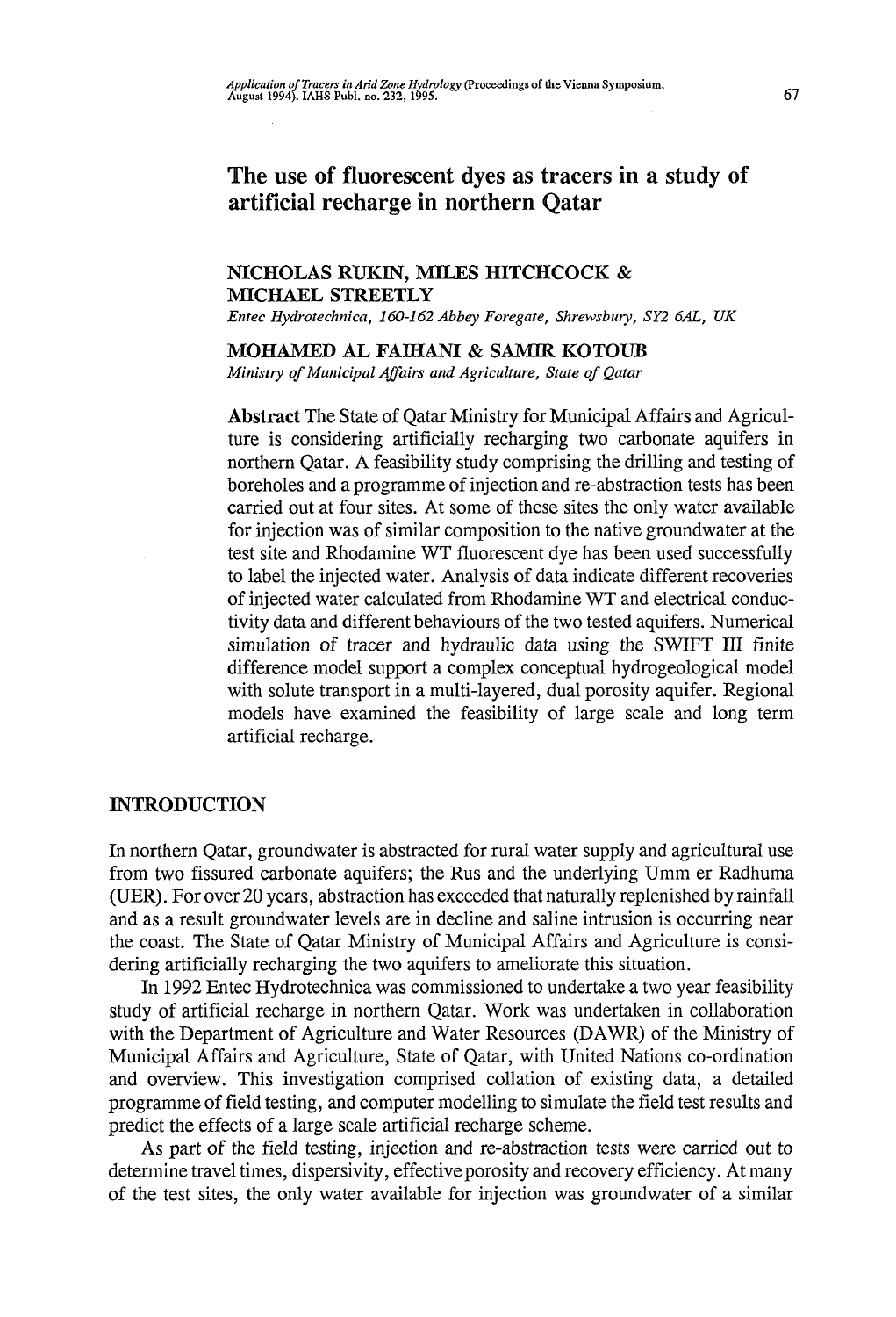# The use of fluorescent dyes as tracers in a study of artificial recharge in northern Qatar

**NICHOLAS RUKIN, MILES HITCHCOCK & MICHAEL STREETLY**
*Entec Hydrotechnica, 160-162 Abbey Foregate, Shrewsbury, SY2 6AL, UK*

**MOHAMED AL FAIHANI & SAMIR KOTOUB**
*Ministry of Municipal Affairs and Agriculture, State of Qatar*

**Abstract** The State of Qatar Ministry for Municipal Affairs and Agriculture is considering artificially recharging two carbonate aquifers in northern Qatar. A feasibility study comprising the drilling and testing of boreholes and a programme of injection and re-abstraction tests has been carried out at four sites. At some of these sites the only water available for injection was of similar composition to the native groundwater at the test site and Rhodamine WT fluorescent dye has been used successfully to label the injected water. Analysis of data indicate different recoveries of injected water calculated from Rhodamine WT and electrical conductivity data and different behaviours of the two tested aquifers. Numerical simulation of tracer and hydraulic data using the SWIFT III finite difference model support a complex conceptual hydrogeological model with solute transport in a multi-layered, dual porosity aquifer. Regional models have examined the feasibility of large scale and long term artificial recharge.

## INTRODUCTION

In northern Qatar, groundwater is abstracted for rural water supply and agricultural use from two fissured carbonate aquifers; the Rus and the underlying Umm er Radhuma (UER). For over 20 years, abstraction has exceeded that naturally replenished by rainfall and as a result groundwater levels are in decline and saline intrusion is occurring near the coast. The State of Qatar Ministry of Municipal Affairs and Agriculture is considering artificially recharging the two aquifers to ameliorate this situation.

In 1992 Entec Hydrotechnica was commissioned to undertake a two year feasibility study of artificial recharge in northern Qatar. Work was undertaken in collaboration with the Department of Agriculture and Water Resources (DAWR) of the Ministry of Municipal Affairs and Agriculture, State of Qatar, with United Nations co-ordination and overview. This investigation comprised collation of existing data, a detailed programme of field testing, and computer modelling to simulate the field test results and predict the effects of a large scale artificial recharge scheme.

As part of the field testing, injection and re-abstraction tests were carried out to determine travel times, dispersivity, effective porosity and recovery efficiency. At many of the test sites, the only water available for injection was groundwater of a similar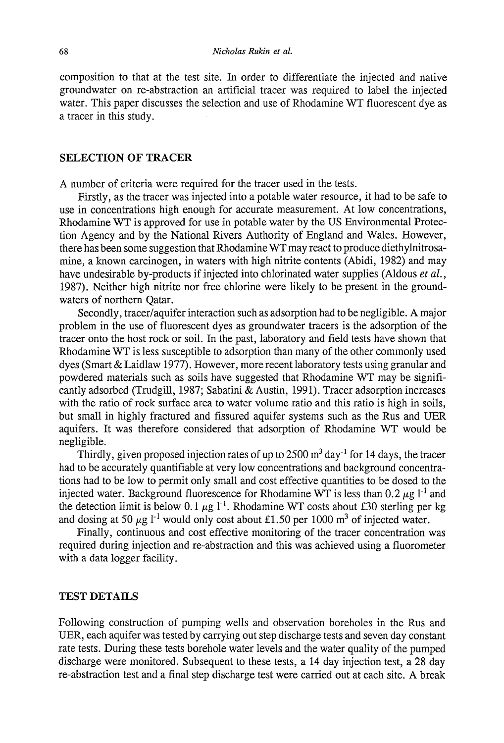composition to that at the test site. In order to differentiate the injected and native groundwater on re-abstraction an artificial tracer was required to label the injected water. This paper discusses the selection and use of Rhodamine WT fluorescent dye as a tracer in this study.

## SELECTION OF TRACER

A number of criteria were required for the tracer used in the tests.

Firstly, as the tracer was injected into a potable water resource, it had to be safe to use in concentrations high enough for accurate measurement. At low concentrations, Rhodamine WT is approved for use in potable water by the US Environmental Protection Agency and by the National Rivers Authority of England and Wales. However, there has been some suggestion that Rhodamine WT may react to produce diethylnitrosamine, a known carcinogen, in waters with high nitrite contents (Abidi, 1982) and may have undesirable by-products if injected into chlorinated water supplies (Aldous *et al.*, 1987). Neither high nitrite nor free chlorine were likely to be present in the groundwaters of northern Qatar.

Secondly, tracer/aquifer interaction such as adsorption had to be negligible. A major problem in the use of fluorescent dyes as groundwater tracers is the adsorption of the tracer onto the host rock or soil. In the past, laboratory and field tests have shown that Rhodamine WT is less susceptible to adsorption than many of the other commonly used dyes (Smart & Laidlaw 1977). However, more recent laboratory tests using granular and powdered materials such as soils have suggested that Rhodamine WT may be significantly adsorbed (Trudgill, 1987; Sabatini & Austin, 1991). Tracer adsorption increases with the ratio of rock surface area to water volume ratio and this ratio is high in soils, but small in highly fractured and fissured aquifer systems such as the Rus and UER aquifers. It was therefore considered that adsorption of Rhodamine WT would be negligible.

Thirdly, given proposed injection rates of up to 2500 $m^3$ $day^{-1}$ for 14 days, the tracer had to be accurately quantifiable at very low concentrations and background concentrations had to be low to permit only small and cost effective quantities to be dosed to the injected water. Background fluorescence for Rhodamine WT is less than 0.2 $\mu g\ l^{-1}$ and the detection limit is below 0.1 $\mu g\ l^{-1}$. Rhodamine WT costs about £30 sterling per kg and dosing at 50 $\mu g\ l^{-1}$ would only cost about £1.50 per 1000 $m^3$ of injected water.

Finally, continuous and cost effective monitoring of the tracer concentration was required during injection and re-abstraction and this was achieved using a fluorometer with a data logger facility.

## TEST DETAILS

Following construction of pumping wells and observation boreholes in the Rus and UER, each aquifer was tested by carrying out step discharge tests and seven day constant rate tests. During these tests borehole water levels and the water quality of the pumped discharge were monitored. Subsequent to these tests, a 14 day injection test, a 28 day re-abstraction test and a final step discharge test were carried out at each site. A break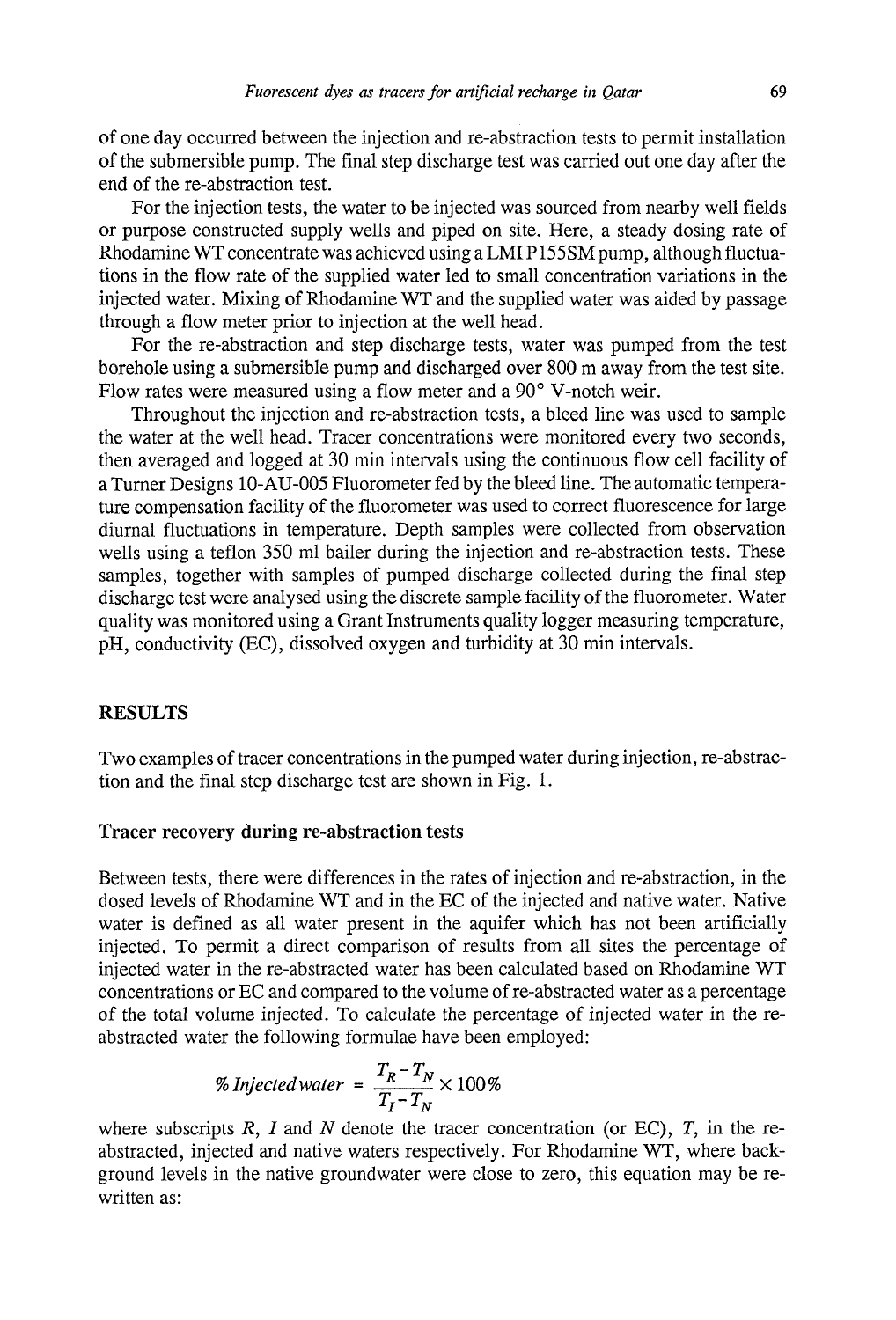of one day occurred between the injection and re-abstraction tests to permit installation of the submersible pump. The final step discharge test was carried out one day after the end of the re-abstraction test.

For the injection tests, the water to be injected was sourced from nearby well fields or purpose constructed supply wells and piped on site. Here, a steady dosing rate of Rhodamine WT concentrate was achieved using a LMI P155SM pump, although fluctuations in the flow rate of the supplied water led to small concentration variations in the injected water. Mixing of Rhodamine WT and the supplied water was aided by passage through a flow meter prior to injection at the well head.

For the re-abstraction and step discharge tests, water was pumped from the test borehole using a submersible pump and discharged over 800 m away from the test site. Flow rates were measured using a flow meter and a 90° V-notch weir.

Throughout the injection and re-abstraction tests, a bleed line was used to sample the water at the well head. Tracer concentrations were monitored every two seconds, then averaged and logged at 30 min intervals using the continuous flow cell facility of a Turner Designs 10-AU-005 Fluorometer fed by the bleed line. The automatic temperature compensation facility of the fluorometer was used to correct fluorescence for large diurnal fluctuations in temperature. Depth samples were collected from observation wells using a teflon 350 ml bailer during the injection and re-abstraction tests. These samples, together with samples of pumped discharge collected during the final step discharge test were analysed using the discrete sample facility of the fluorometer. Water quality was monitored using a Grant Instruments quality logger measuring temperature, pH, conductivity (EC), dissolved oxygen and turbidity at 30 min intervals.

## RESULTS

Two examples of tracer concentrations in the pumped water during injection, re-abstraction and the final step discharge test are shown in Fig. 1.

### Tracer recovery during re-abstraction tests

Between tests, there were differences in the rates of injection and re-abstraction, in the dosed levels of Rhodamine WT and in the EC of the injected and native water. Native water is defined as all water present in the aquifer which has not been artificially injected. To permit a direct comparison of results from all sites the percentage of injected water in the re-abstracted water has been calculated based on Rhodamine WT concentrations or EC and compared to the volume of re-abstracted water as a percentage of the total volume injected. To calculate the percentage of injected water in the re-abstracted water the following formulae have been employed:

$$\%\,Injected\,water = \frac{T_R - T_N}{T_I - T_N} \times 100\%$$

where subscripts $R$, $I$ and $N$ denote the tracer concentration (or EC), $T$, in the re-abstracted, injected and native waters respectively. For Rhodamine WT, where background levels in the native groundwater were close to zero, this equation may be re-written as: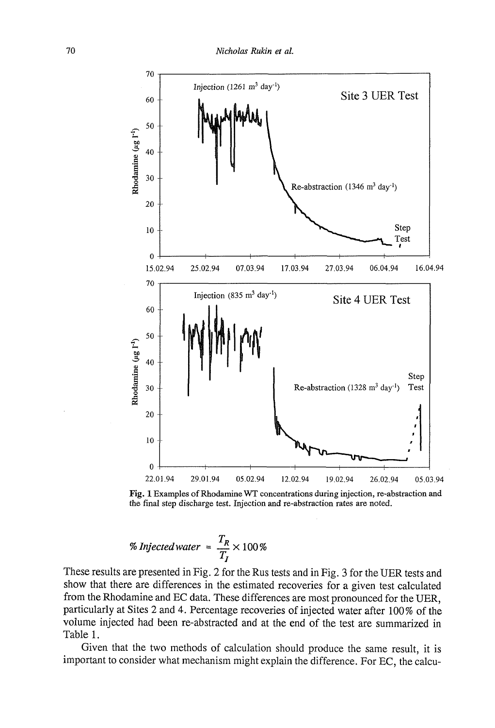Fig. 1 Examples of Rhodamine WT concentrations during injection, re-abstraction and the final step discharge test. Injection and re-abstraction rates are noted.

$$\% \, Injected\, water = \frac{T_R}{T_I} \times 100\%$$

These results are presented in Fig. 2 for the Rus tests and in Fig. 3 for the UER tests and show that there are differences in the estimated recoveries for a given test calculated from the Rhodamine and EC data. These differences are most pronounced for the UER, particularly at Sites 2 and 4. Percentage recoveries of injected water after 100% of the volume injected had been re-abstracted and at the end of the test are summarized in Table 1.

Given that the two methods of calculation should produce the same result, it is important to consider what mechanism might explain the difference. For EC, the calcu-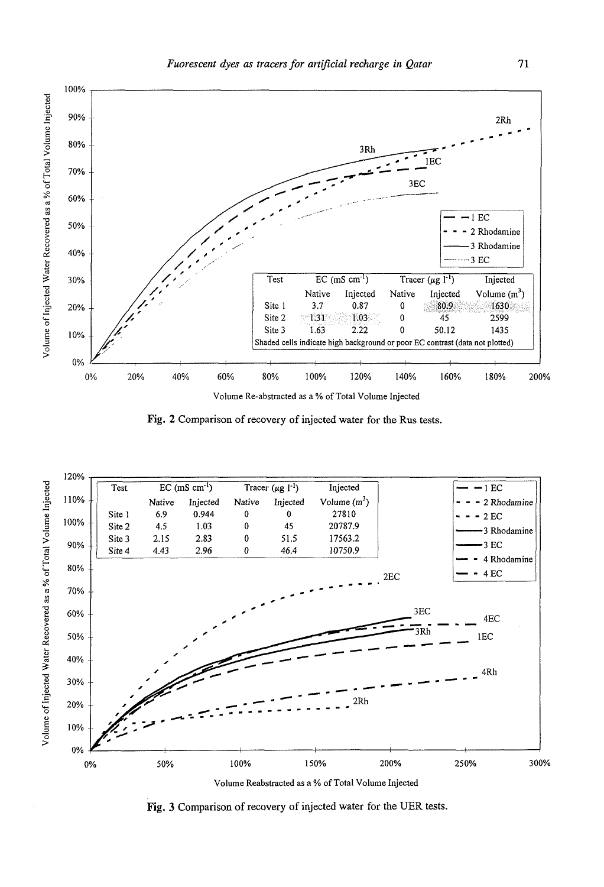| Test | EC (mS cm$^{-1}$) | | Tracer ($\mu$g l$^{-1}$) | | Injected |
|---|---|---|---|---|---|
| | Native | Injected | Native | Injected | Volume (m$^3$) |
| Site 1 | 3.7 | 0.87 | 0 | 80.9 | 1630 |
| Site 2 | 1.31 | 1.03 | 0 | 45 | 2599 |
| Site 3 | 1.63 | 2.22 | 0 | 50.12 | 1435 |

Shaded cells indicate high background or poor EC contrast (data not plotted)

**Fig. 2** Comparison of recovery of injected water for the Rus tests.

| Test | EC (mS cm$^{-1}$) | | Tracer ($\mu$g l$^{-1}$) | | Injected |
|---|---|---|---|---|---|
| | Native | Injected | Native | Injected | Volume (m$^3$) |
| Site 1 | 6.9 | 0.944 | 0 | 0 | 27810 |
| Site 2 | 4.5 | 1.03 | 0 | 45 | 20787.9 |
| Site 3 | 2.15 | 2.83 | 0 | 51.5 | 17563.2 |
| Site 4 | 4.43 | 2.96 | 0 | 46.4 | 10750.9 |

**Fig. 3** Comparison of recovery of injected water for the UER tests.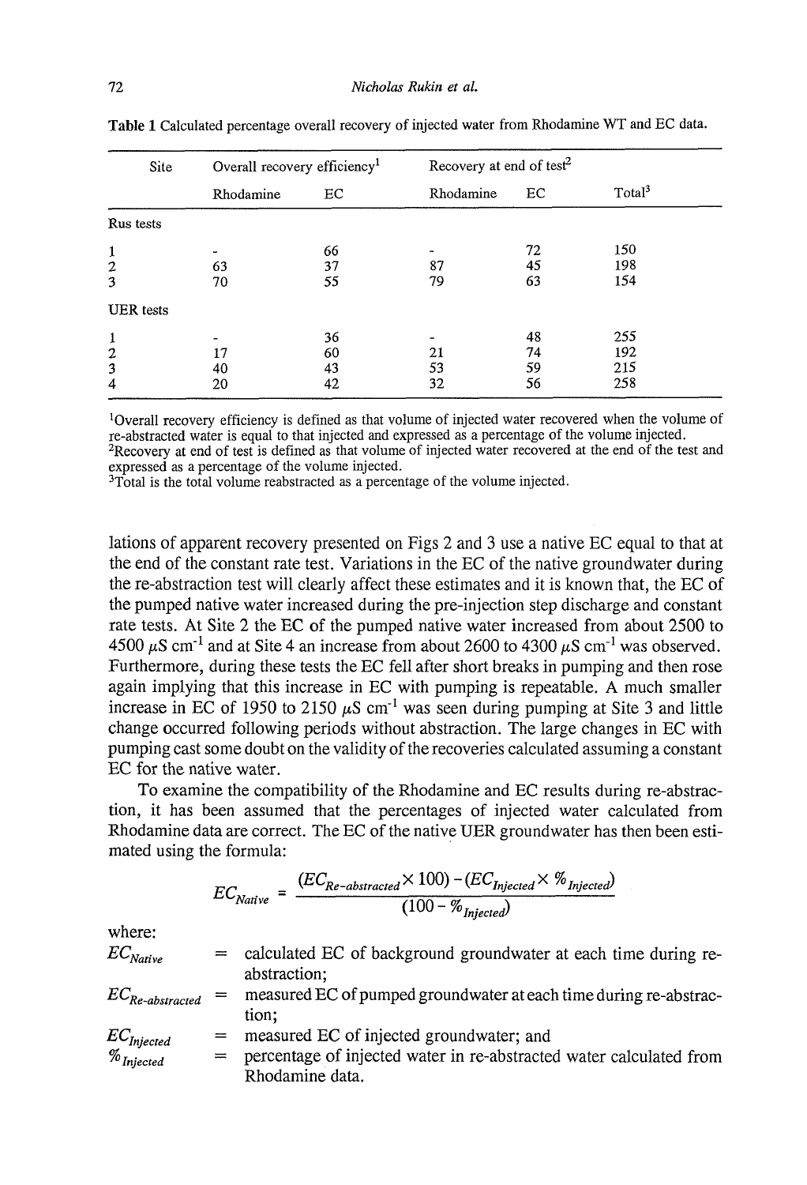Table 1 Calculated percentage overall recovery of injected water from Rhodamine WT and EC data.

| Site | Overall recovery efficiency[1] | | Recovery at end of test[2] | | |
|---|---|---|---|---|---|
| | Rhodamine | EC | Rhodamine | EC | Total[3] |
| Rus tests | | | | | |
| 1 | - | 66 | - | 72 | 150 |
| 2 | 63 | 37 | 87 | 45 | 198 |
| 3 | 70 | 55 | 79 | 63 | 154 |
| UER tests | | | | | |
| 1 | - | 36 | - | 48 | 255 |
| 2 | 17 | 60 | 21 | 74 | 192 |
| 3 | 40 | 43 | 53 | 59 | 215 |
| 4 | 20 | 42 | 32 | 56 | 258 |

[1]Overall recovery efficiency is defined as that volume of injected water recovered when the volume of re-abstracted water is equal to that injected and expressed as a percentage of the volume injected.
[2]Recovery at end of test is defined as that volume of injected water recovered at the end of the test and expressed as a percentage of the volume injected.
[3]Total is the total volume reabstracted as a percentage of the volume injected.

lations of apparent recovery presented on Figs 2 and 3 use a native EC equal to that at the end of the constant rate test. Variations in the EC of the native groundwater during the re-abstraction test will clearly affect these estimates and it is known that, the EC of the pumped native water increased during the pre-injection step discharge and constant rate tests. At Site 2 the EC of the pumped native water increased from about 2500 to 4500 $\mu S\ cm^{-1}$ and at Site 4 an increase from about 2600 to 4300 $\mu S\ cm^{-1}$ was observed. Furthermore, during these tests the EC fell after short breaks in pumping and then rose again implying that this increase in EC with pumping is repeatable. A much smaller increase in EC of 1950 to 2150 $\mu S\ cm^{-1}$ was seen during pumping at Site 3 and little change occurred following periods without abstraction. The large changes in EC with pumping cast some doubt on the validity of the recoveries calculated assuming a constant EC for the native water.

To examine the compatibility of the Rhodamine and EC results during re-abstraction, it has been assumed that the percentages of injected water calculated from Rhodamine data are correct. The EC of the native UER groundwater has then been estimated using the formula:

$$EC_{Native} = \frac{(EC_{Re\text{-}abstracted} \times 100) - (EC_{Injected} \times \%_{Injected})}{(100 - \%_{Injected})}$$

where:

$EC_{Native}$ = calculated EC of background groundwater at each time during re-abstraction;

$EC_{Re\text{-}abstracted}$ = measured EC of pumped groundwater at each time during re-abstraction;

$EC_{Injected}$ = measured EC of injected groundwater; and

$\%_{Injected}$ = percentage of injected water in re-abstracted water calculated from Rhodamine data.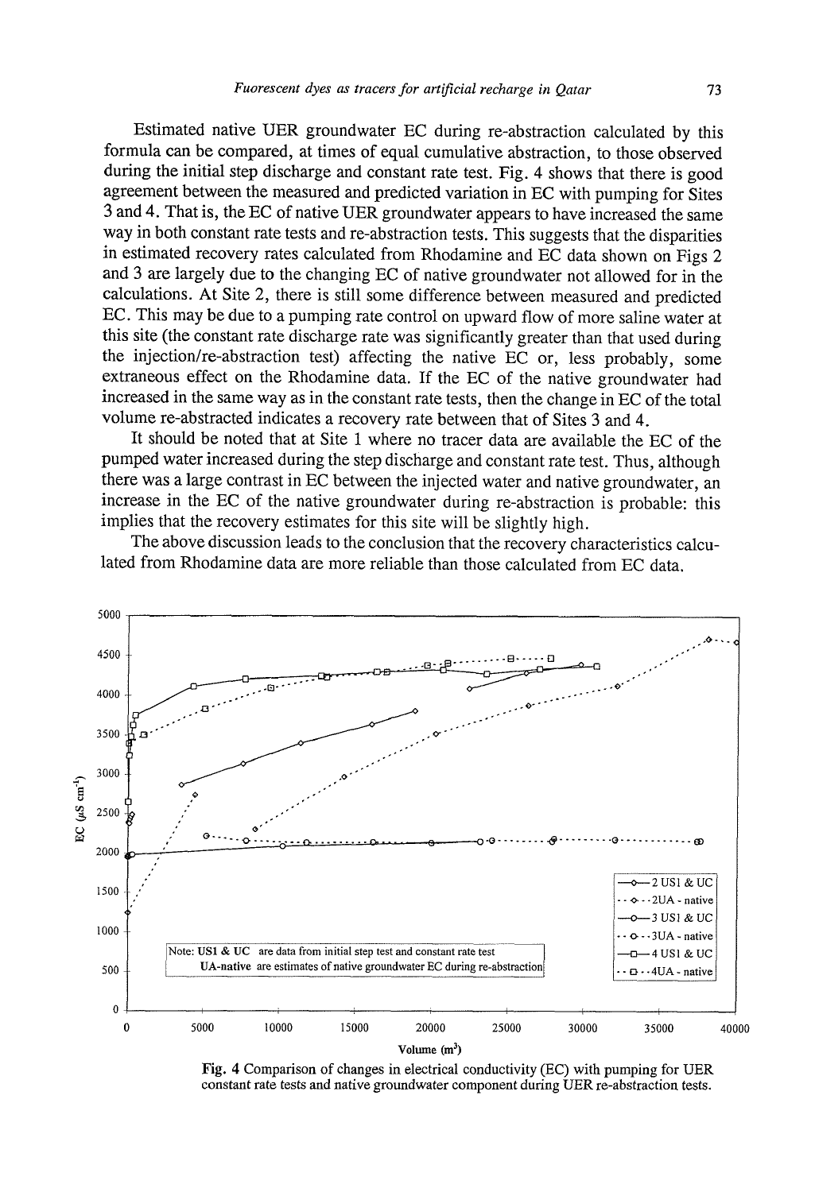Estimated native UER groundwater EC during re-abstraction calculated by this formula can be compared, at times of equal cumulative abstraction, to those observed during the initial step discharge and constant rate test. Fig. 4 shows that there is good agreement between the measured and predicted variation in EC with pumping for Sites 3 and 4. That is, the EC of native UER groundwater appears to have increased the same way in both constant rate tests and re-abstraction tests. This suggests that the disparities in estimated recovery rates calculated from Rhodamine and EC data shown on Figs 2 and 3 are largely due to the changing EC of native groundwater not allowed for in the calculations. At Site 2, there is still some difference between measured and predicted EC. This may be due to a pumping rate control on upward flow of more saline water at this site (the constant rate discharge rate was significantly greater than that used during the injection/re-abstraction test) affecting the native EC or, less probably, some extraneous effect on the Rhodamine data. If the EC of the native groundwater had increased in the same way as in the constant rate tests, then the change in EC of the total volume re-abstracted indicates a recovery rate between that of Sites 3 and 4.

It should be noted that at Site 1 where no tracer data are available the EC of the pumped water increased during the step discharge and constant rate test. Thus, although there was a large contrast in EC between the injected water and native groundwater, an increase in the EC of the native groundwater during re-abstraction is probable: this implies that the recovery estimates for this site will be slightly high.

The above discussion leads to the conclusion that the recovery characteristics calculated from Rhodamine data are more reliable than those calculated from EC data.

**Fig. 4** Comparison of changes in electrical conductivity (EC) with pumping for UER constant rate tests and native groundwater component during UER re-abstraction tests.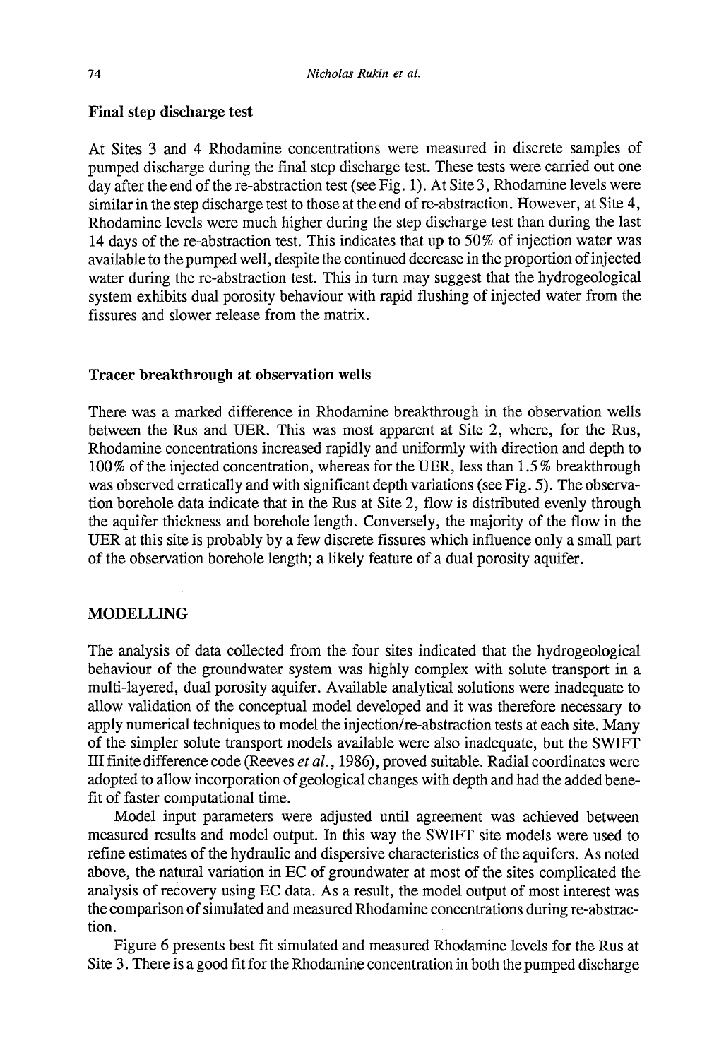### Final step discharge test

At Sites 3 and 4 Rhodamine concentrations were measured in discrete samples of pumped discharge during the final step discharge test. These tests were carried out one day after the end of the re-abstraction test (see Fig. 1). At Site 3, Rhodamine levels were similar in the step discharge test to those at the end of re-abstraction. However, at Site 4, Rhodamine levels were much higher during the step discharge test than during the last 14 days of the re-abstraction test. This indicates that up to 50% of injection water was available to the pumped well, despite the continued decrease in the proportion of injected water during the re-abstraction test. This in turn may suggest that the hydrogeological system exhibits dual porosity behaviour with rapid flushing of injected water from the fissures and slower release from the matrix.

### Tracer breakthrough at observation wells

There was a marked difference in Rhodamine breakthrough in the observation wells between the Rus and UER. This was most apparent at Site 2, where, for the Rus, Rhodamine concentrations increased rapidly and uniformly with direction and depth to 100% of the injected concentration, whereas for the UER, less than 1.5% breakthrough was observed erratically and with significant depth variations (see Fig. 5). The observation borehole data indicate that in the Rus at Site 2, flow is distributed evenly through the aquifer thickness and borehole length. Conversely, the majority of the flow in the UER at this site is probably by a few discrete fissures which influence only a small part of the observation borehole length; a likely feature of a dual porosity aquifer.

## MODELLING

The analysis of data collected from the four sites indicated that the hydrogeological behaviour of the groundwater system was highly complex with solute transport in a multi-layered, dual porosity aquifer. Available analytical solutions were inadequate to allow validation of the conceptual model developed and it was therefore necessary to apply numerical techniques to model the injection/re-abstraction tests at each site. Many of the simpler solute transport models available were also inadequate, but the SWIFT III finite difference code (Reeves *et al.*, 1986), proved suitable. Radial coordinates were adopted to allow incorporation of geological changes with depth and had the added benefit of faster computational time.

Model input parameters were adjusted until agreement was achieved between measured results and model output. In this way the SWIFT site models were used to refine estimates of the hydraulic and dispersive characteristics of the aquifers. As noted above, the natural variation in EC of groundwater at most of the sites complicated the analysis of recovery using EC data. As a result, the model output of most interest was the comparison of simulated and measured Rhodamine concentrations during re-abstraction.

Figure 6 presents best fit simulated and measured Rhodamine levels for the Rus at Site 3. There is a good fit for the Rhodamine concentration in both the pumped discharge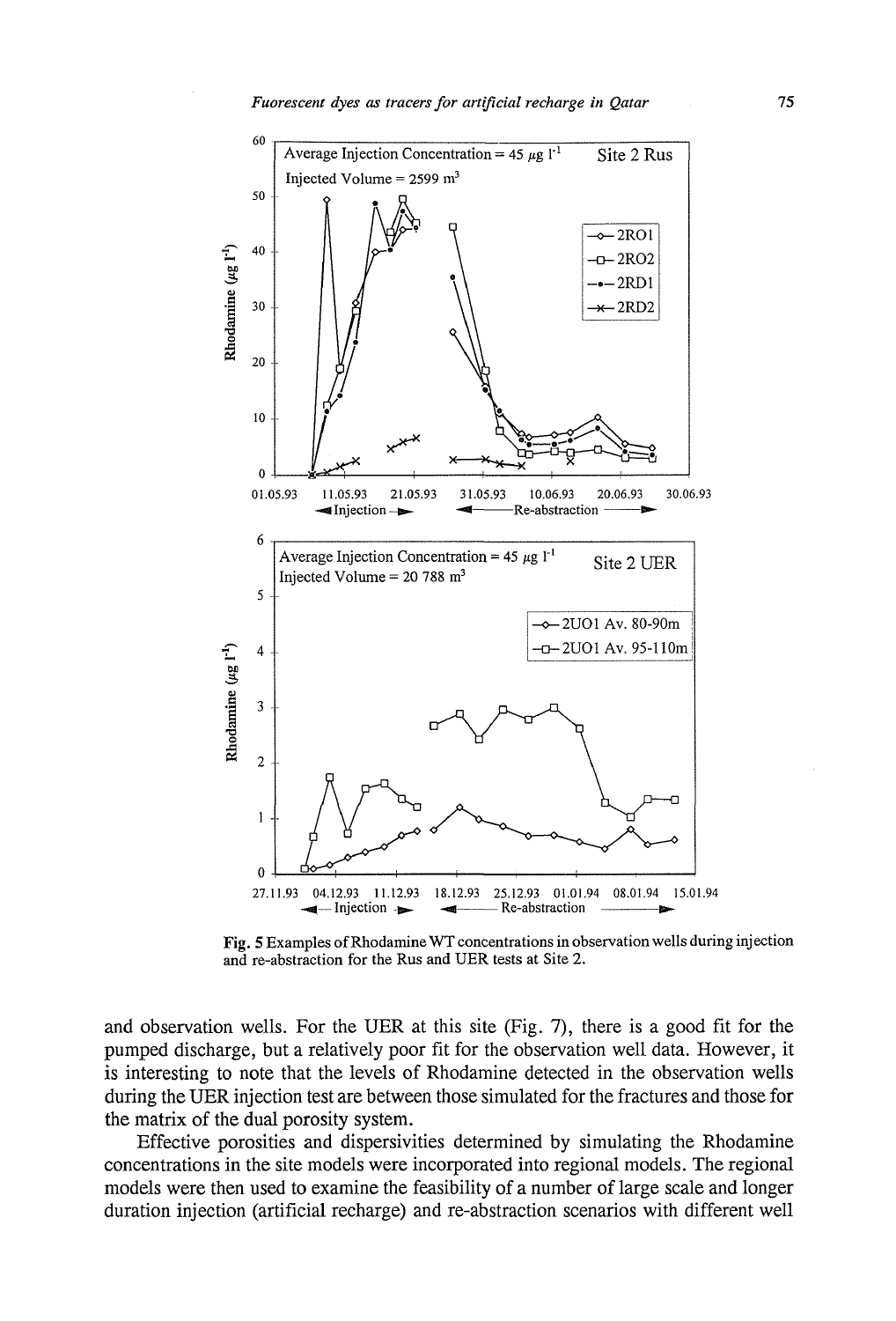Fig. 5 Examples of Rhodamine WT concentrations in observation wells during injection and re-abstraction for the Rus and UER tests at Site 2.

and observation wells. For the UER at this site (Fig. 7), there is a good fit for the pumped discharge, but a relatively poor fit for the observation well data. However, it is interesting to note that the levels of Rhodamine detected in the observation wells during the UER injection test are between those simulated for the fractures and those for the matrix of the dual porosity system.

Effective porosities and dispersivities determined by simulating the Rhodamine concentrations in the site models were incorporated into regional models. The regional models were then used to examine the feasibility of a number of large scale and longer duration injection (artificial recharge) and re-abstraction scenarios with different well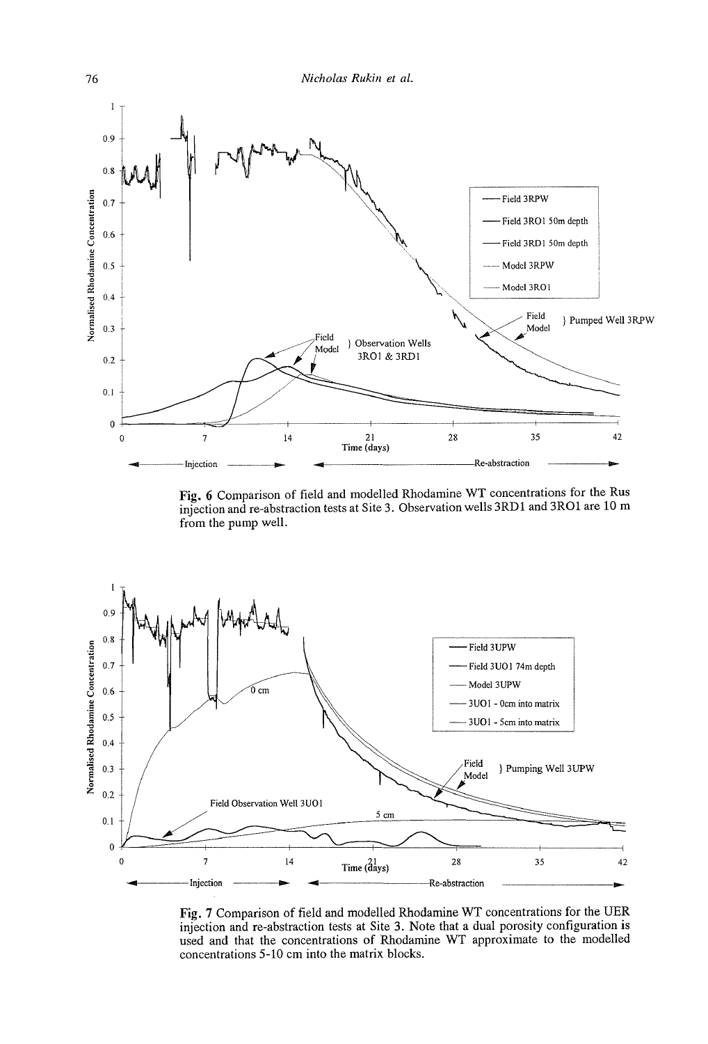**Fig. 6** Comparison of field and modelled Rhodamine WT concentrations for the Rus injection and re-abstraction tests at Site 3. Observation wells 3RD1 and 3RO1 are 10 m from the pump well.

**Fig. 7** Comparison of field and modelled Rhodamine WT concentrations for the UER injection and re-abstraction tests at Site 3. Note that a dual porosity configuration is used and that the concentrations of Rhodamine WT approximate to the modelled concentrations 5-10 cm into the matrix blocks.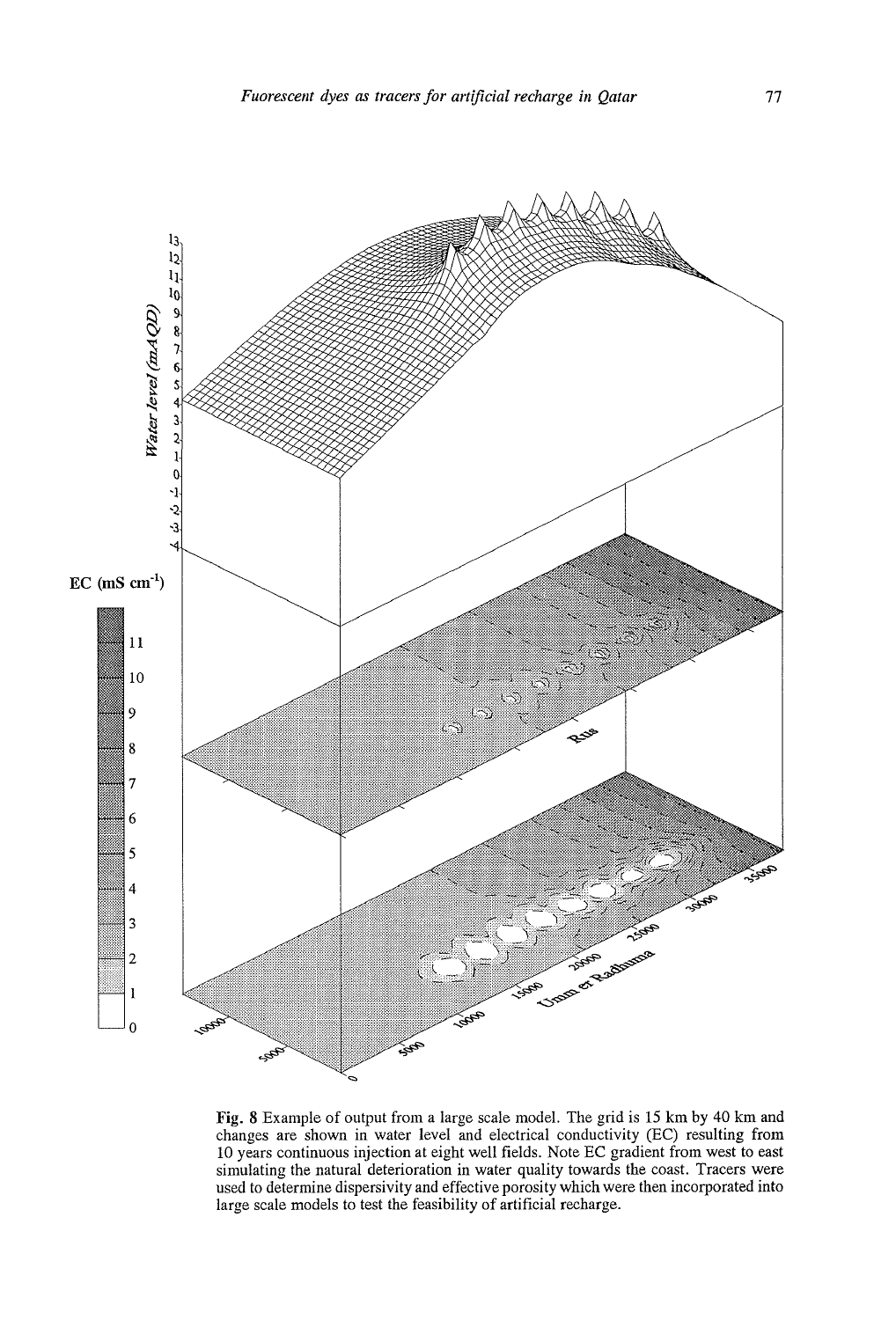**Fig. 8** Example of output from a large scale model. The grid is 15 km by 40 km and changes are shown in water level and electrical conductivity (EC) resulting from 10 years continuous injection at eight well fields. Note EC gradient from west to east simulating the natural deterioration in water quality towards the coast. Tracers were used to determine dispersivity and effective porosity which were then incorporated into large scale models to test the feasibility of artificial recharge.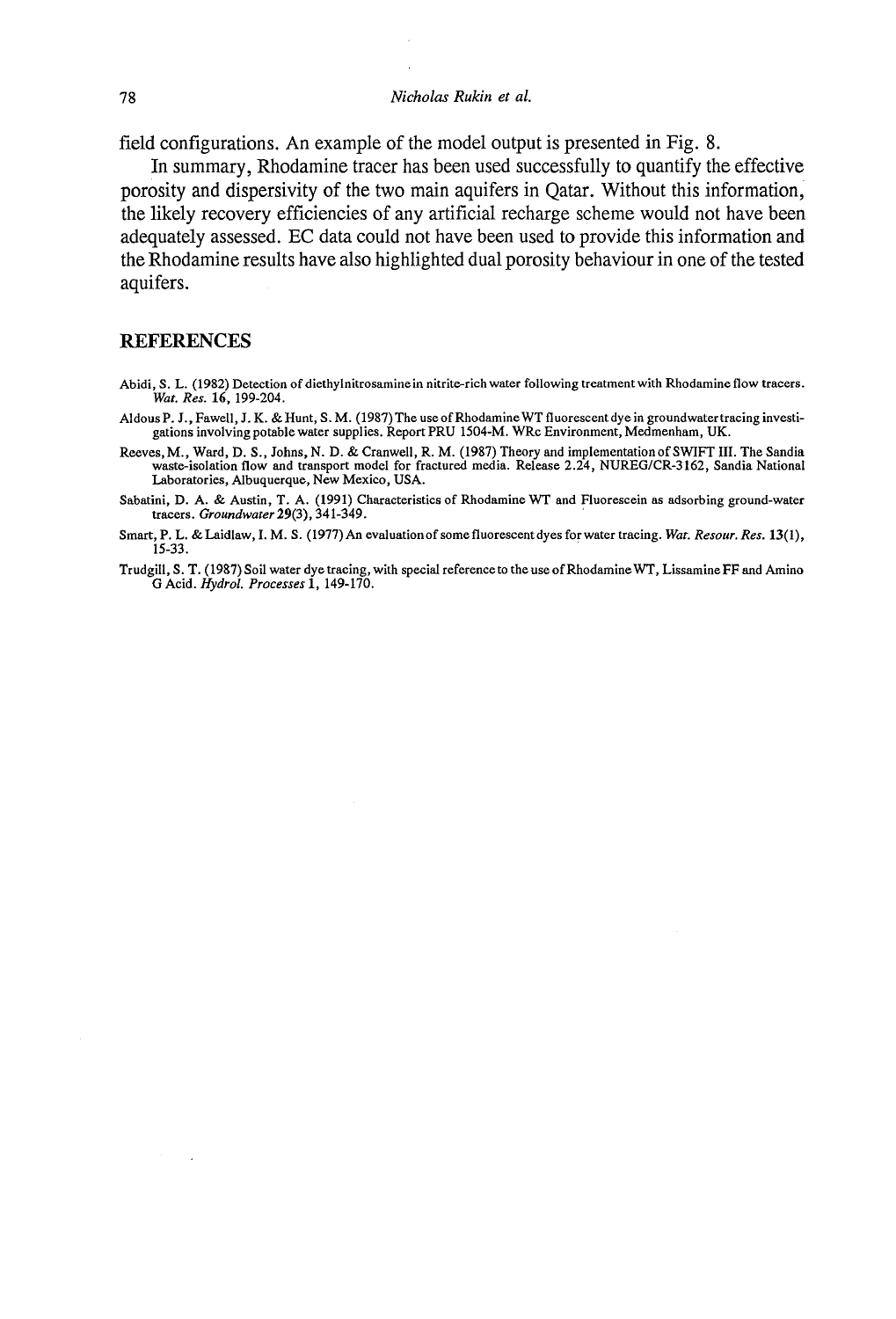field configurations. An example of the model output is presented in Fig. 8.

In summary, Rhodamine tracer has been used successfully to quantify the effective porosity and dispersivity of the two main aquifers in Qatar. Without this information, the likely recovery efficiencies of any artificial recharge scheme would not have been adequately assessed. EC data could not have been used to provide this information and the Rhodamine results have also highlighted dual porosity behaviour in one of the tested aquifers.

## REFERENCES

Abidi, S. L. (1982) Detection of diethylnitrosamine in nitrite-rich water following treatment with Rhodamine flow tracers. *Wat. Res.* **16**, 199-204.

Aldous P. J., Fawell, J. K. & Hunt, S. M. (1987) The use of Rhodamine WT fluorescent dye in groundwater tracing investigations involving potable water supplies. Report PRU 1504-M. WRc Environment, Medmenham, UK.

Reeves, M., Ward, D. S., Johns, N. D. & Cranwell, R. M. (1987) Theory and implementation of SWIFT III. The Sandia waste-isolation flow and transport model for fractured media. Release 2.24, NUREG/CR-3162, Sandia National Laboratories, Albuquerque, New Mexico, USA.

Sabatini, D. A. & Austin, T. A. (1991) Characteristics of Rhodamine WT and Fluorescein as adsorbing ground-water tracers. *Groundwater* **29**(3), 341-349.

Smart, P. L. & Laidlaw, I. M. S. (1977) An evaluation of some fluorescent dyes for water tracing. *Wat. Resour. Res.* **13**(1), 15-33.

Trudgill, S. T. (1987) Soil water dye tracing, with special reference to the use of Rhodamine WT, Lissamine FF and Amino G Acid. *Hydrol. Processes* **1**, 149-170.